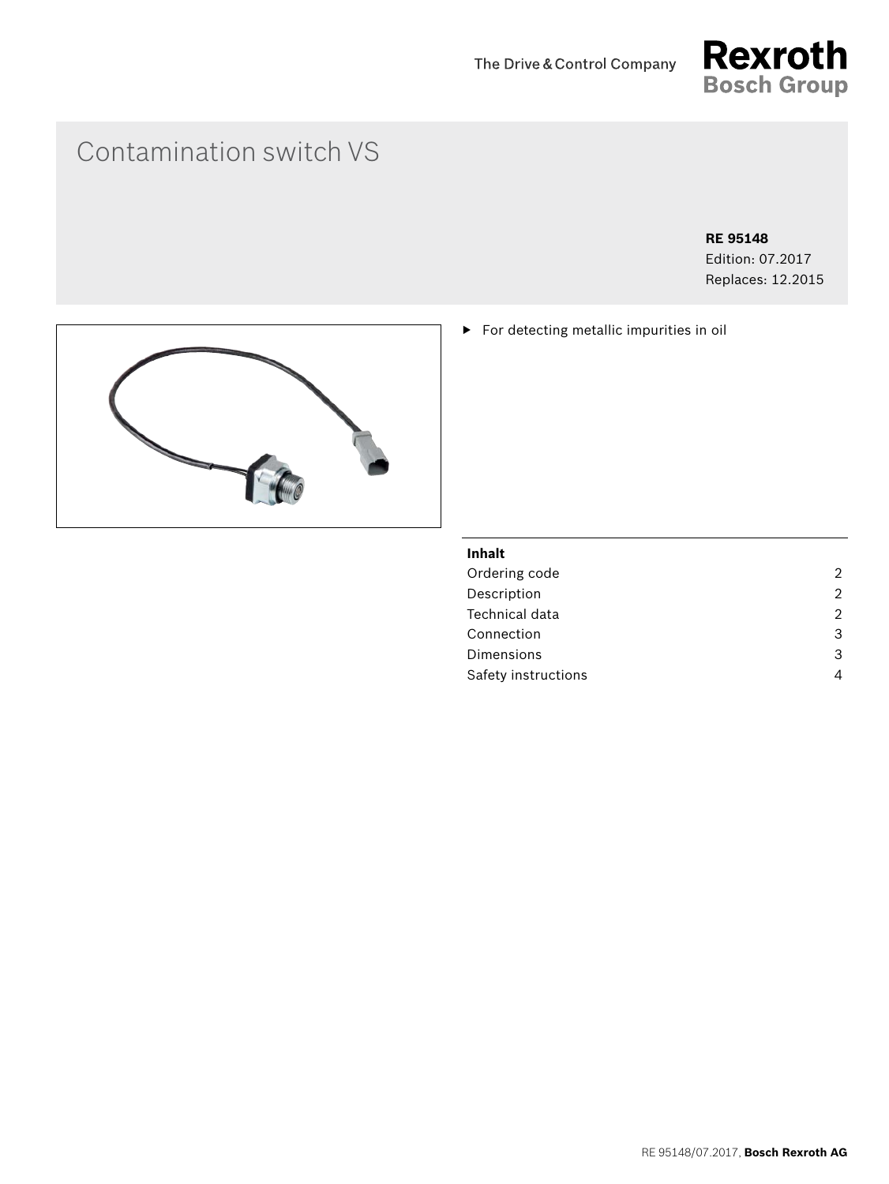The Drive & Control Company

Rexroth
Bosch Group

# Contamination switch VS

**RE 95148**
Edition: 07.2017
Replaces: 12.2015

- For detecting metallic impurities in oil

**Inhalt**

| | |
|---|---|
| Ordering code | 2 |
| Description | 2 |
| Technical data | 2 |
| Connection | 3 |
| Dimensions | 3 |
| Safety instructions | 4 |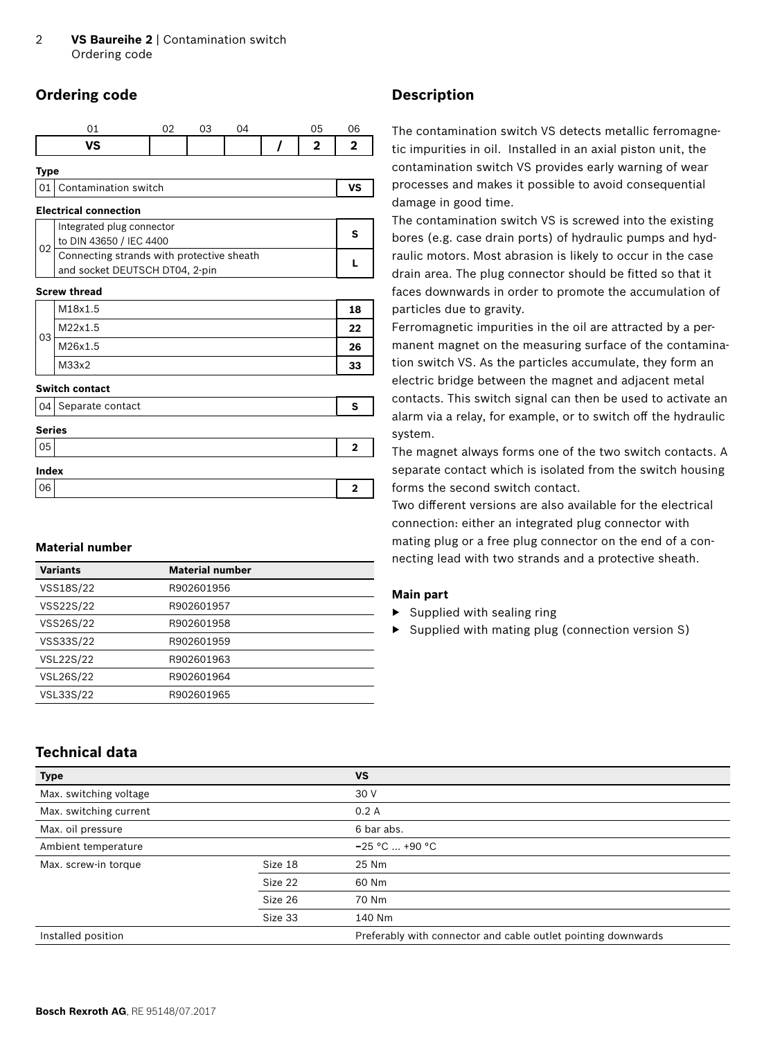## Ordering code

| 01 | 02 | 03 | 04 | | 05 | 06 |
|---|---|---|---|---|---|---|
| **VS** | | | | **/** | **2** | **2** |

**Type**

| | | |
|---|---|---|
| 01 | Contamination switch | **VS** |

**Electrical connection**

| | | |
|---|---|---|
| 02 | Integrated plug connector to DIN 43650 / IEC 4400 | **S** |
| | Connecting strands with protective sheath and socket DEUTSCH DT04, 2-pin | **L** |

**Screw thread**

| | | |
|---|---|---|
| 03 | M18x1.5 | **18** |
| | M22x1.5 | **22** |
| | M26x1.5 | **26** |
| | M33x2 | **33** |

**Switch contact**

| | | |
|---|---|---|
| 04 | Separate contact | **S** |

**Series**

| | | |
|---|---|---|
| 05 | | **2** |

**Index**

| | | |
|---|---|---|
| 06 | | **2** |

### Material number

| Variants | Material number |
|---|---|
| VSS18S/22 | R902601956 |
| VSS22S/22 | R902601957 |
| VSS26S/22 | R902601958 |
| VSS33S/22 | R902601959 |
| VSL22S/22 | R902601963 |
| VSL26S/22 | R902601964 |
| VSL33S/22 | R902601965 |

## Description

The contamination switch VS detects metallic ferromagnetic impurities in oil. Installed in an axial piston unit, the contamination switch VS provides early warning of wear processes and makes it possible to avoid consequential damage in good time.

The contamination switch VS is screwed into the existing bores (e.g. case drain ports) of hydraulic pumps and hydraulic motors. Most abrasion is likely to occur in the case drain area. The plug connector should be fitted so that it faces downwards in order to promote the accumulation of particles due to gravity.

Ferromagnetic impurities in the oil are attracted by a permanent magnet on the measuring surface of the contamination switch VS. As the particles accumulate, they form an electric bridge between the magnet and adjacent metal contacts. This switch signal can then be used to activate an alarm via a relay, for example, or to switch off the hydraulic system.

The magnet always forms one of the two switch contacts. A separate contact which is isolated from the switch housing forms the second switch contact.

Two different versions are also available for the electrical connection: either an integrated plug connector with mating plug or a free plug connector on the end of a connecting lead with two strands and a protective sheath.

### Main part

- Supplied with sealing ring
- Supplied with mating plug (connection version S)

## Technical data

| Type | | VS |
|---|---|---|
| Max. switching voltage | | 30 V |
| Max. switching current | | 0.2 A |
| Max. oil pressure | | 6 bar abs. |
| Ambient temperature | | −25 °C ... +90 °C |
| Max. screw-in torque | Size 18 | 25 Nm |
| | Size 22 | 60 Nm |
| | Size 26 | 70 Nm |
| | Size 33 | 140 Nm |
| Installed position | | Preferably with connector and cable outlet pointing downwards |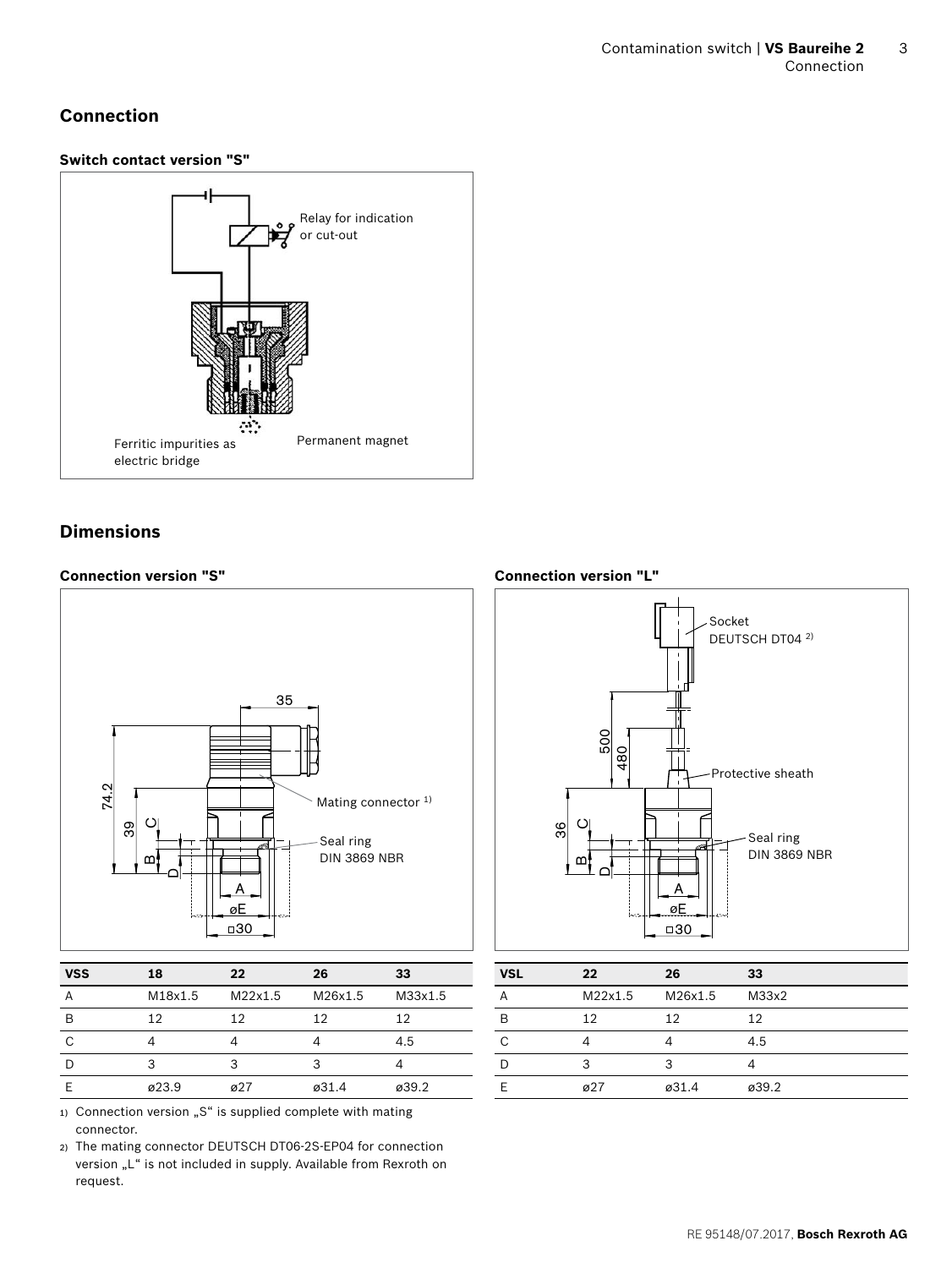## Connection

### Switch contact version "S"

Relay for indication or cut-out

Ferritic impurities as electric bridge

Permanent magnet

## Dimensions

### Connection version "S"

Mating connector 1)

Seal ring DIN 3869 NBR

| VSS | 18 | 22 | 26 | 33 |
|---|---|---|---|---|
| A | M18x1.5 | M22x1.5 | M26x1.5 | M33x1.5 |
| B | 12 | 12 | 12 | 12 |
| C | 4 | 4 | 4 | 4.5 |
| D | 3 | 3 | 3 | 4 |
| E | ø23.9 | ø27 | ø31.4 | ø39.2 |

### Connection version "L"

Socket DEUTSCH DT04 2)

Protective sheath

Seal ring DIN 3869 NBR

| VSL | 22 | 26 | 33 |
|---|---|---|---|
| A | M22x1.5 | M26x1.5 | M33x2 |
| B | 12 | 12 | 12 |
| C | 4 | 4 | 4.5 |
| D | 3 | 3 | 4 |
| E | ø27 | ø31.4 | ø39.2 |

1) Connection version „S“ is supplied complete with mating connector.

2) The mating connector DEUTSCH DT06-2S-EP04 for connection version „L“ is not included in supply. Available from Rexroth on request.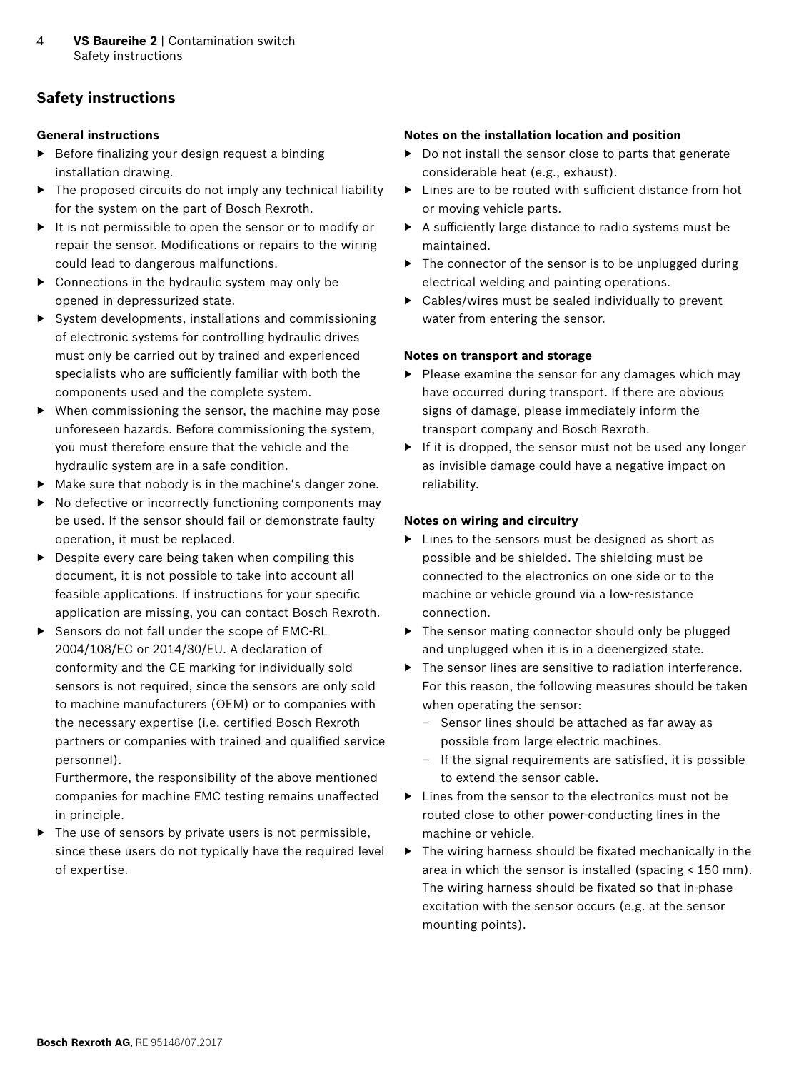## Safety instructions

### General instructions

- Before finalizing your design request a binding installation drawing.
- The proposed circuits do not imply any technical liability for the system on the part of Bosch Rexroth.
- It is not permissible to open the sensor or to modify or repair the sensor. Modifications or repairs to the wiring could lead to dangerous malfunctions.
- Connections in the hydraulic system may only be opened in depressurized state.
- System developments, installations and commissioning of electronic systems for controlling hydraulic drives must only be carried out by trained and experienced specialists who are sufficiently familiar with both the components used and the complete system.
- When commissioning the sensor, the machine may pose unforeseen hazards. Before commissioning the system, you must therefore ensure that the vehicle and the hydraulic system are in a safe condition.
- Make sure that nobody is in the machine's danger zone.
- No defective or incorrectly functioning components may be used. If the sensor should fail or demonstrate faulty operation, it must be replaced.
- Despite every care being taken when compiling this document, it is not possible to take into account all feasible applications. If instructions for your specific application are missing, you can contact Bosch Rexroth.
- Sensors do not fall under the scope of EMC-RL 2004/108/EC or 2014/30/EU. A declaration of conformity and the CE marking for individually sold sensors is not required, since the sensors are only sold to machine manufacturers (OEM) or to companies with the necessary expertise (i.e. certified Bosch Rexroth partners or companies with trained and qualified service personnel).
  Furthermore, the responsibility of the above mentioned companies for machine EMC testing remains unaffected in principle.
- The use of sensors by private users is not permissible, since these users do not typically have the required level of expertise.

### Notes on the installation location and position

- Do not install the sensor close to parts that generate considerable heat (e.g., exhaust).
- Lines are to be routed with sufficient distance from hot or moving vehicle parts.
- A sufficiently large distance to radio systems must be maintained.
- The connector of the sensor is to be unplugged during electrical welding and painting operations.
- Cables/wires must be sealed individually to prevent water from entering the sensor.

### Notes on transport and storage

- Please examine the sensor for any damages which may have occurred during transport. If there are obvious signs of damage, please immediately inform the transport company and Bosch Rexroth.
- If it is dropped, the sensor must not be used any longer as invisible damage could have a negative impact on reliability.

### Notes on wiring and circuitry

- Lines to the sensors must be designed as short as possible and be shielded. The shielding must be connected to the electronics on one side or to the machine or vehicle ground via a low-resistance connection.
- The sensor mating connector should only be plugged and unplugged when it is in a deenergized state.
- The sensor lines are sensitive to radiation interference. For this reason, the following measures should be taken when operating the sensor:
  - Sensor lines should be attached as far away as possible from large electric machines.
  - If the signal requirements are satisfied, it is possible to extend the sensor cable.
- Lines from the sensor to the electronics must not be routed close to other power-conducting lines in the machine or vehicle.
- The wiring harness should be fixated mechanically in the area in which the sensor is installed (spacing < 150 mm). The wiring harness should be fixated so that in-phase excitation with the sensor occurs (e.g. at the sensor mounting points).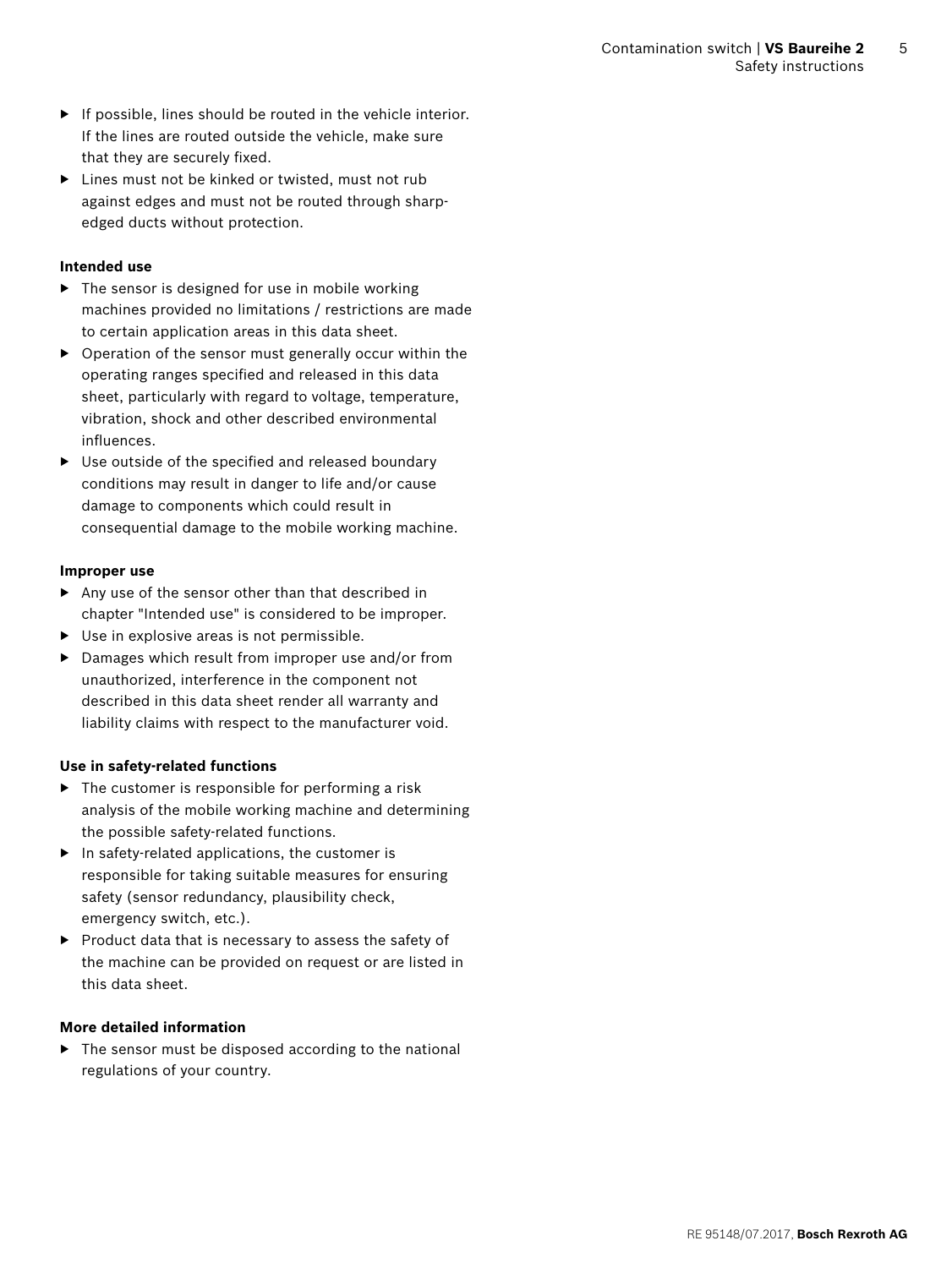- If possible, lines should be routed in the vehicle interior. If the lines are routed outside the vehicle, make sure that they are securely fixed.
- Lines must not be kinked or twisted, must not rub against edges and must not be routed through sharp-edged ducts without protection.

**Intended use**

- The sensor is designed for use in mobile working machines provided no limitations / restrictions are made to certain application areas in this data sheet.
- Operation of the sensor must generally occur within the operating ranges specified and released in this data sheet, particularly with regard to voltage, temperature, vibration, shock and other described environmental influences.
- Use outside of the specified and released boundary conditions may result in danger to life and/or cause damage to components which could result in consequential damage to the mobile working machine.

**Improper use**

- Any use of the sensor other than that described in chapter "Intended use" is considered to be improper.
- Use in explosive areas is not permissible.
- Damages which result from improper use and/or from unauthorized, interference in the component not described in this data sheet render all warranty and liability claims with respect to the manufacturer void.

**Use in safety-related functions**

- The customer is responsible for performing a risk analysis of the mobile working machine and determining the possible safety-related functions.
- In safety-related applications, the customer is responsible for taking suitable measures for ensuring safety (sensor redundancy, plausibility check, emergency switch, etc.).
- Product data that is necessary to assess the safety of the machine can be provided on request or are listed in this data sheet.

**More detailed information**

- The sensor must be disposed according to the national regulations of your country.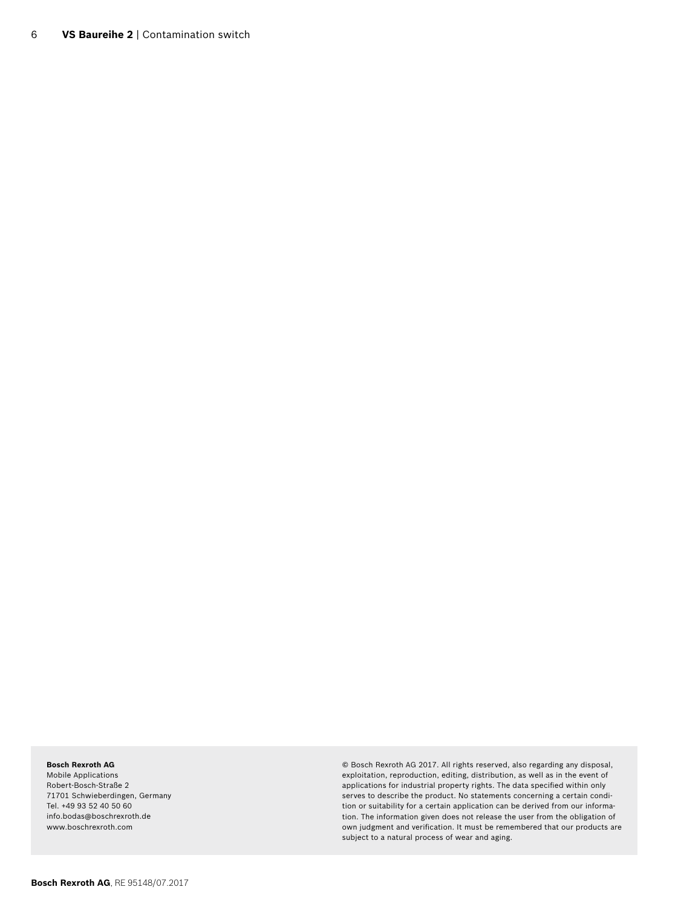**Bosch Rexroth AG**
Mobile Applications
Robert-Bosch-Straße 2
71701 Schwieberdingen, Germany
Tel. +49 93 52 40 50 60
info.bodas@boschrexroth.de
www.boschrexroth.com

© Bosch Rexroth AG 2017. All rights reserved, also regarding any disposal, exploitation, reproduction, editing, distribution, as well as in the event of applications for industrial property rights. The data specified within only serves to describe the product. No statements concerning a certain condition or suitability for a certain application can be derived from our information. The information given does not release the user from the obligation of own judgment and verification. It must be remembered that our products are subject to a natural process of wear and aging.